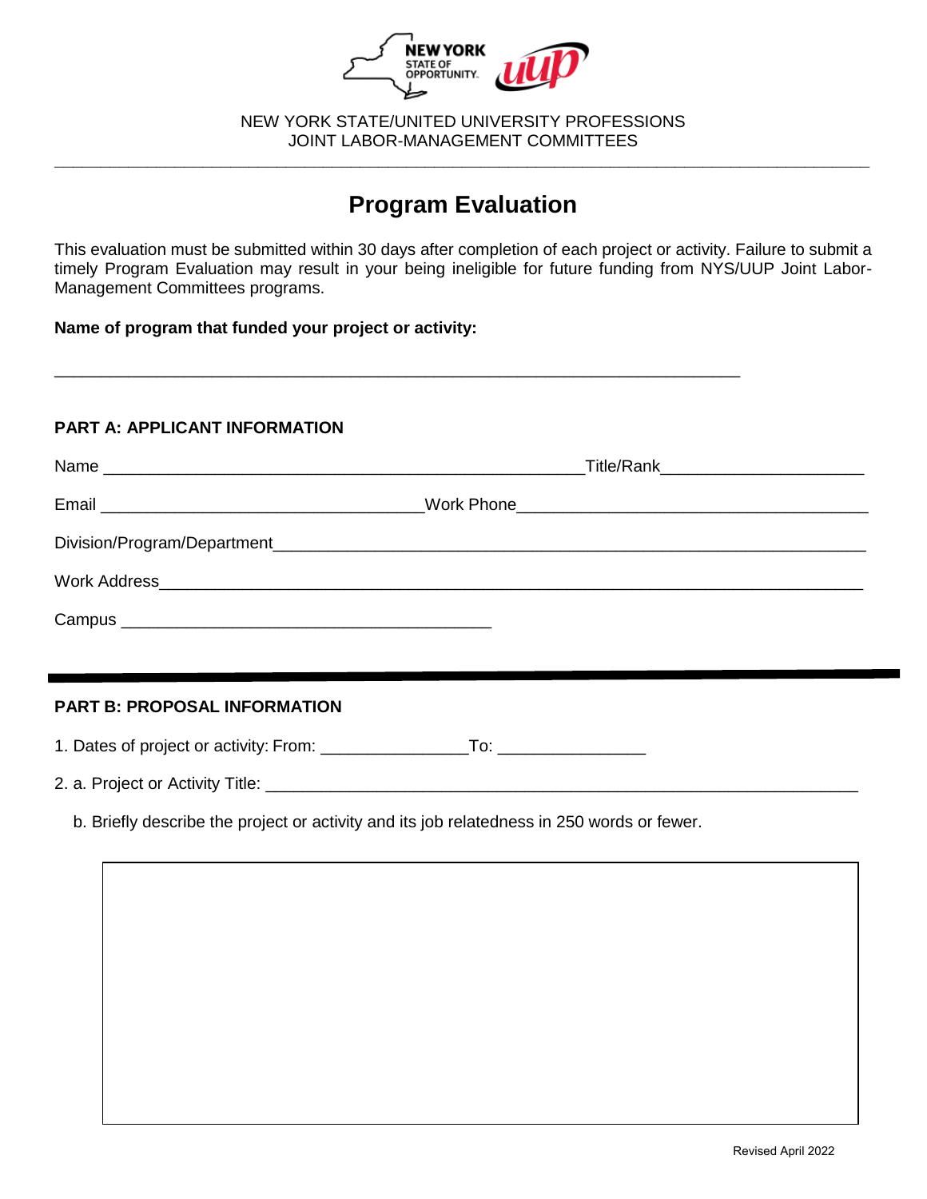NEW YORK STATE/UNITED UNIVERSITY PROFESSIONS
JOINT LABOR-MANAGEMENT COMMITTEES

# Program Evaluation

This evaluation must be submitted within 30 days after completion of each project or activity. Failure to submit a timely Program Evaluation may result in your being ineligible for future funding from NYS/UUP Joint Labor-Management Committees programs.

**Name of program that funded your project or activity:**

______________________________________________________________________

**PART A: APPLICANT INFORMATION**

Name ____________________________________________ Title/Rank____________________

Email ____________________________ Work Phone__________________________________

Division/Program/Department______________________________________________________

Work Address__________________________________________________________________

Campus ___________________________________

**PART B: PROPOSAL INFORMATION**

1. Dates of project or activity: From: ______________ To: ______________

2. a. Project or Activity Title: ____________________________________________________

   b. Briefly describe the project or activity and its job relatedness in 250 words or fewer.

Revised April 2022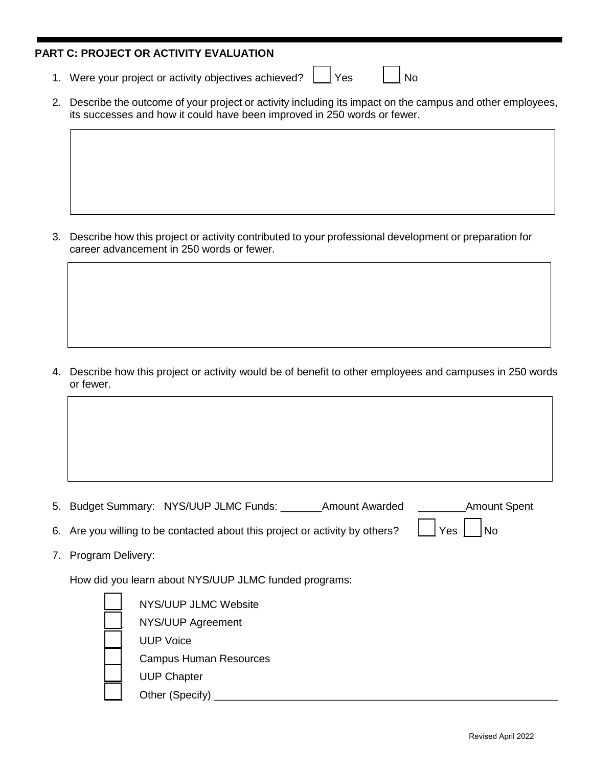## PART C: PROJECT OR ACTIVITY EVALUATION

1. Were your project or activity objectives achieved? ☐ Yes ☐ No

2. Describe the outcome of your project or activity including its impact on the campus and other employees, its successes and how it could have been improved in 250 words or fewer.

3. Describe how this project or activity contributed to your professional development or preparation for career advancement in 250 words or fewer.

4. Describe how this project or activity would be of benefit to other employees and campuses in 250 words or fewer.

5. Budget Summary: NYS/UUP JLMC Funds: _______Amount Awarded ________Amount Spent

6. Are you willing to be contacted about this project or activity by others? ☐ Yes ☐ No

7. Program Delivery:

   How did you learn about NYS/UUP JLMC funded programs:

   - ☐ NYS/UUP JLMC Website
   - ☐ NYS/UUP Agreement
   - ☐ UUP Voice
   - ☐ Campus Human Resources
   - ☐ UUP Chapter
   - ☐ Other (Specify) ____________________________________________________________

Revised April 2022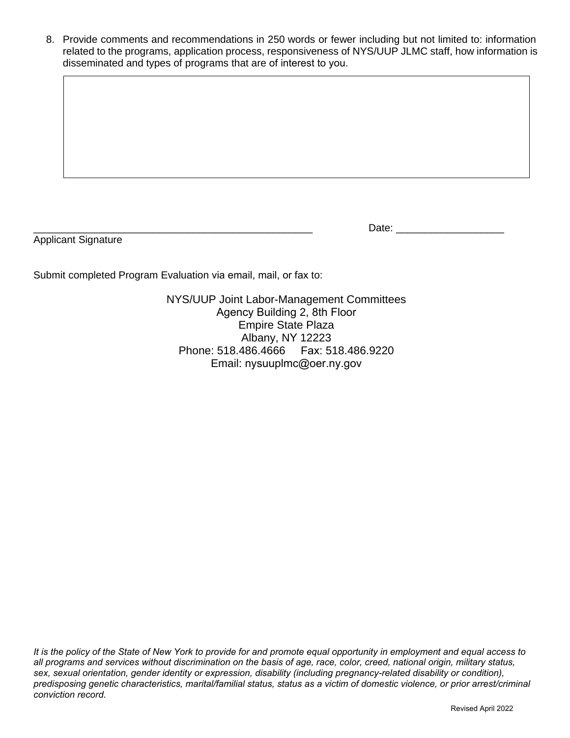8. Provide comments and recommendations in 250 words or fewer including but not limited to: information related to the programs, application process, responsiveness of NYS/UUP JLMC staff, how information is disseminated and types of programs that are of interest to you.

| |
|---|
| |

_________________________________________________ Date: ___________________

Applicant Signature

Submit completed Program Evaluation via email, mail, or fax to:

NYS/UUP Joint Labor-Management Committees
Agency Building 2, 8th Floor
Empire State Plaza
Albany, NY 12223
Phone: 518.486.4666 Fax: 518.486.9220
Email: nysuuplmc@oer.ny.gov

*It is the policy of the State of New York to provide for and promote equal opportunity in employment and equal access to all programs and services without discrimination on the basis of age, race, color, creed, national origin, military status, sex, sexual orientation, gender identity or expression, disability (including pregnancy-related disability or condition), predisposing genetic characteristics, marital/familial status, status as a victim of domestic violence, or prior arrest/criminal conviction record.*

Revised April 2022